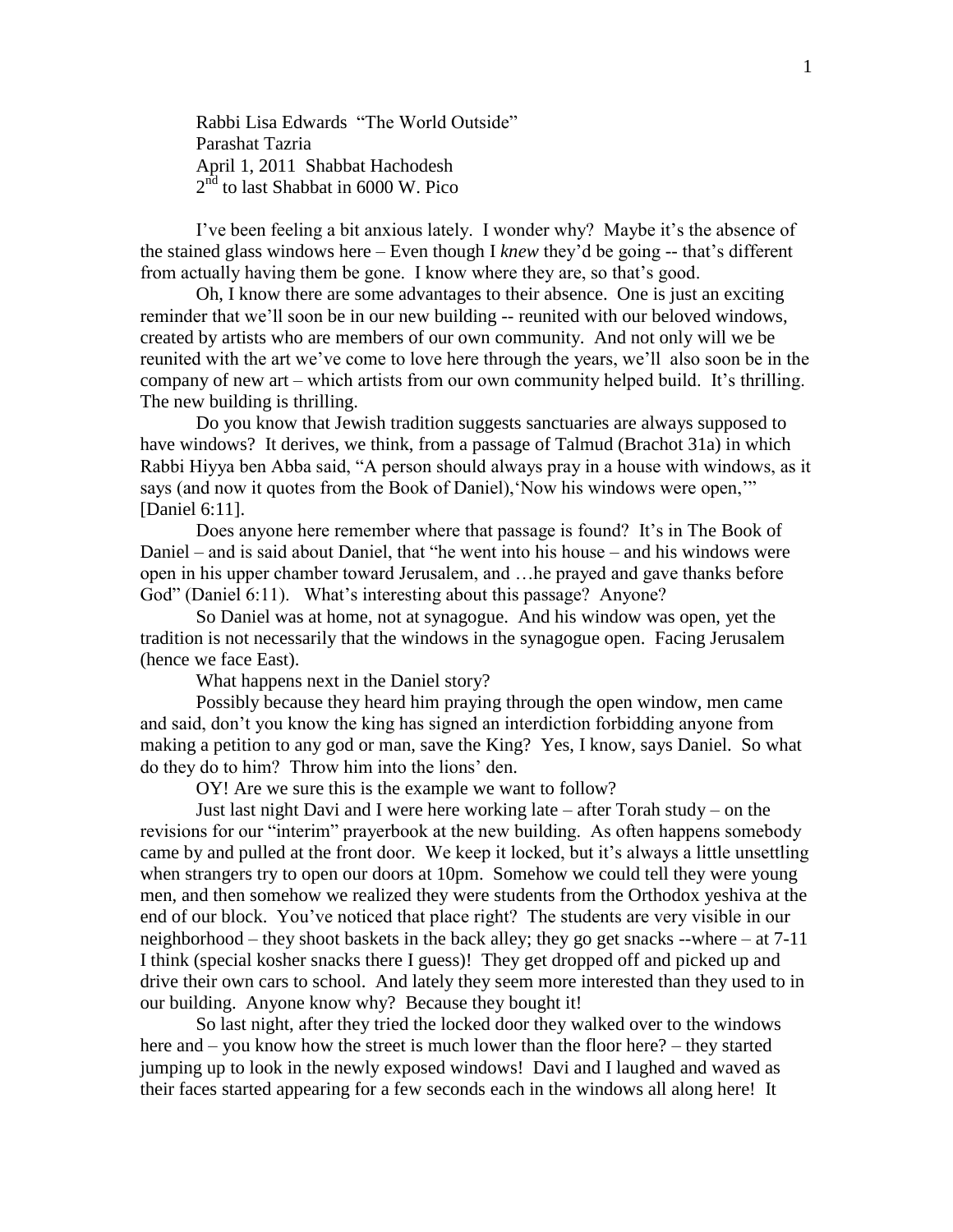Rabbi Lisa Edwards "The World Outside"
Parashat Tazria
April 1, 2011 Shabbat Hachodesh
2nd to last Shabbat in 6000 W. Pico

I've been feeling a bit anxious lately. I wonder why? Maybe it's the absence of the stained glass windows here – Even though I *knew* they'd be going -- that's different from actually having them be gone. I know where they are, so that's good.

Oh, I know there are some advantages to their absence. One is just an exciting reminder that we'll soon be in our new building -- reunited with our beloved windows, created by artists who are members of our own community. And not only will we be reunited with the art we've come to love here through the years, we'll also soon be in the company of new art – which artists from our own community helped build. It's thrilling. The new building is thrilling.

Do you know that Jewish tradition suggests sanctuaries are always supposed to have windows? It derives, we think, from a passage of Talmud (Brachot 31a) in which Rabbi Hiyya ben Abba said, "A person should always pray in a house with windows, as it says (and now it quotes from the Book of Daniel),'Now his windows were open,'" [Daniel 6:11].

Does anyone here remember where that passage is found? It's in The Book of Daniel – and is said about Daniel, that "he went into his house – and his windows were open in his upper chamber toward Jerusalem, and …he prayed and gave thanks before God" (Daniel 6:11). What's interesting about this passage? Anyone?

So Daniel was at home, not at synagogue. And his window was open, yet the tradition is not necessarily that the windows in the synagogue open. Facing Jerusalem (hence we face East).

What happens next in the Daniel story?

Possibly because they heard him praying through the open window, men came and said, don't you know the king has signed an interdiction forbidding anyone from making a petition to any god or man, save the King? Yes, I know, says Daniel. So what do they do to him? Throw him into the lions' den.

OY! Are we sure this is the example we want to follow?

Just last night Davi and I were here working late – after Torah study – on the revisions for our "interim" prayerbook at the new building. As often happens somebody came by and pulled at the front door. We keep it locked, but it's always a little unsettling when strangers try to open our doors at 10pm. Somehow we could tell they were young men, and then somehow we realized they were students from the Orthodox yeshiva at the end of our block. You've noticed that place right? The students are very visible in our neighborhood – they shoot baskets in the back alley; they go get snacks --where – at 7-11 I think (special kosher snacks there I guess)! They get dropped off and picked up and drive their own cars to school. And lately they seem more interested than they used to in our building. Anyone know why? Because they bought it!

So last night, after they tried the locked door they walked over to the windows here and – you know how the street is much lower than the floor here? – they started jumping up to look in the newly exposed windows! Davi and I laughed and waved as their faces started appearing for a few seconds each in the windows all along here! It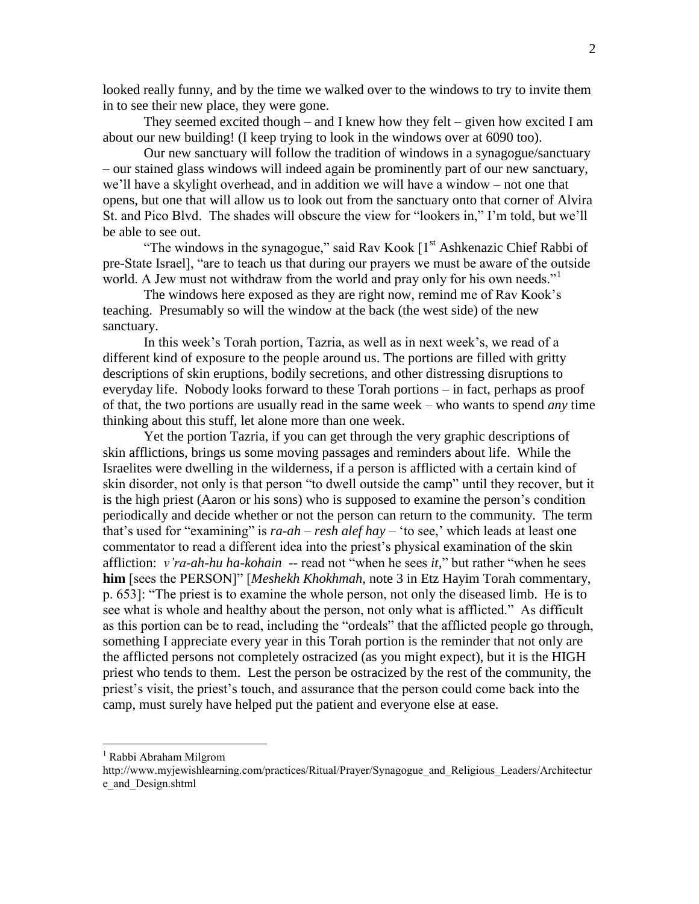looked really funny, and by the time we walked over to the windows to try to invite them in to see their new place, they were gone.

They seemed excited though – and I knew how they felt – given how excited I am about our new building! (I keep trying to look in the windows over at 6090 too).

Our new sanctuary will follow the tradition of windows in a synagogue/sanctuary – our stained glass windows will indeed again be prominently part of our new sanctuary, we'll have a skylight overhead, and in addition we will have a window – not one that opens, but one that will allow us to look out from the sanctuary onto that corner of Alvira St. and Pico Blvd. The shades will obscure the view for "lookers in," I'm told, but we'll be able to see out.

"The windows in the synagogue," said Rav Kook [1st Ashkenazic Chief Rabbi of pre-State Israel], "are to teach us that during our prayers we must be aware of the outside world. A Jew must not withdraw from the world and pray only for his own needs."[1]

The windows here exposed as they are right now, remind me of Rav Kook's teaching. Presumably so will the window at the back (the west side) of the new sanctuary.

In this week's Torah portion, Tazria, as well as in next week's, we read of a different kind of exposure to the people around us. The portions are filled with gritty descriptions of skin eruptions, bodily secretions, and other distressing disruptions to everyday life. Nobody looks forward to these Torah portions – in fact, perhaps as proof of that, the two portions are usually read in the same week – who wants to spend *any* time thinking about this stuff, let alone more than one week.

Yet the portion Tazria, if you can get through the very graphic descriptions of skin afflictions, brings us some moving passages and reminders about life. While the Israelites were dwelling in the wilderness, if a person is afflicted with a certain kind of skin disorder, not only is that person "to dwell outside the camp" until they recover, but it is the high priest (Aaron or his sons) who is supposed to examine the person's condition periodically and decide whether or not the person can return to the community. The term that's used for "examining" is *ra-ah* – *resh alef hay* – 'to see,' which leads at least one commentator to read a different idea into the priest's physical examination of the skin affliction: *v'ra-ah-hu ha-kohain* -- read not "when he sees *it*," but rather "when he sees **him** [sees the PERSON]" [*Meshekh Khokhmah*, note 3 in Etz Hayim Torah commentary, p. 653]: "The priest is to examine the whole person, not only the diseased limb. He is to see what is whole and healthy about the person, not only what is afflicted." As difficult as this portion can be to read, including the "ordeals" that the afflicted people go through, something I appreciate every year in this Torah portion is the reminder that not only are the afflicted persons not completely ostracized (as you might expect), but it is the HIGH priest who tends to them. Lest the person be ostracized by the rest of the community, the priest's visit, the priest's touch, and assurance that the person could come back into the camp, must surely have helped put the patient and everyone else at ease.

---

[1] Rabbi Abraham Milgrom
http://www.myjewishlearning.com/practices/Ritual/Prayer/Synagogue_and_Religious_Leaders/Architecture_and_Design.shtml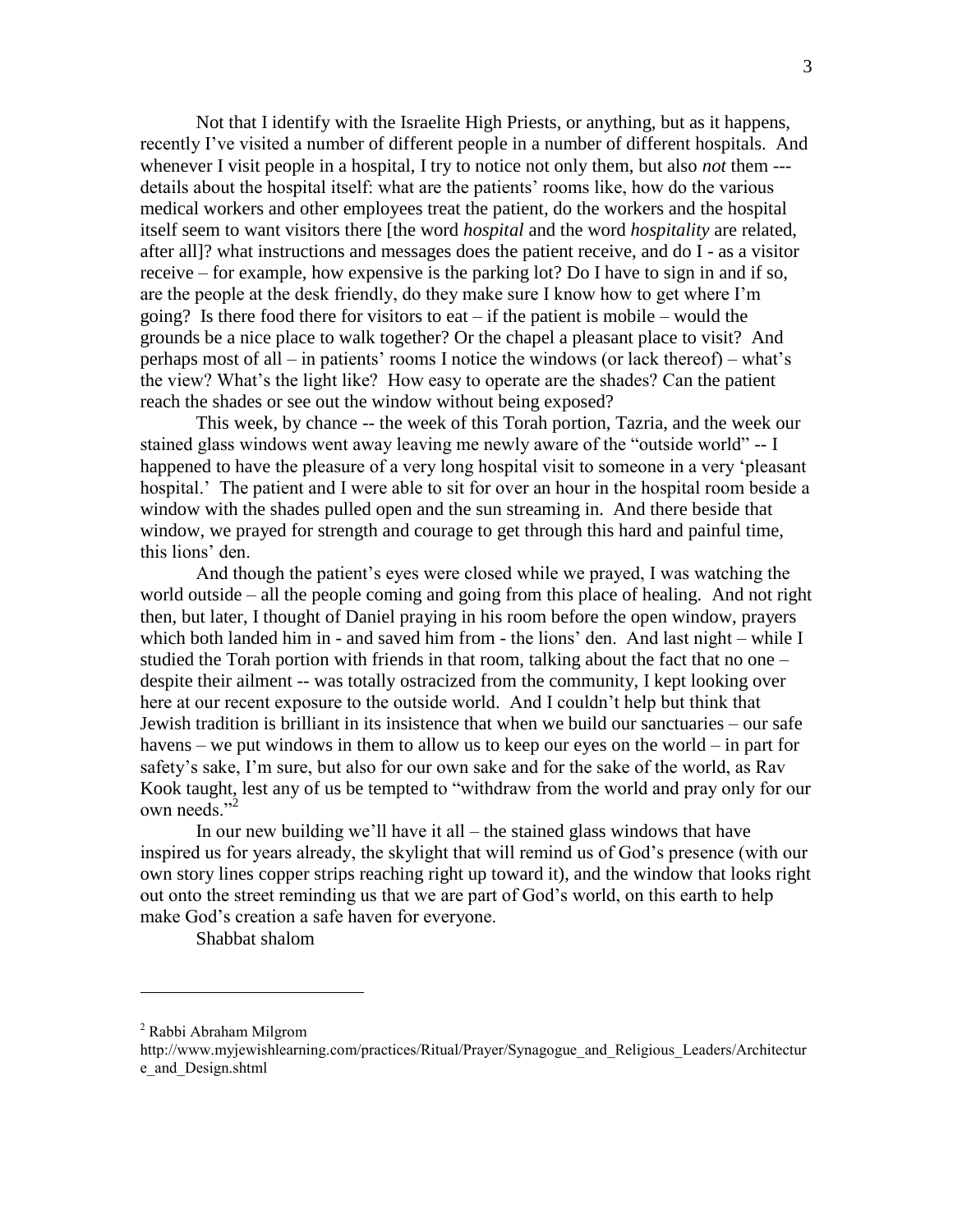Not that I identify with the Israelite High Priests, or anything, but as it happens, recently I've visited a number of different people in a number of different hospitals. And whenever I visit people in a hospital, I try to notice not only them, but also *not* them --- details about the hospital itself: what are the patients' rooms like, how do the various medical workers and other employees treat the patient, do the workers and the hospital itself seem to want visitors there [the word *hospital* and the word *hospitality* are related, after all]? what instructions and messages does the patient receive, and do I - as a visitor receive – for example, how expensive is the parking lot? Do I have to sign in and if so, are the people at the desk friendly, do they make sure I know how to get where I'm going? Is there food there for visitors to eat – if the patient is mobile – would the grounds be a nice place to walk together? Or the chapel a pleasant place to visit? And perhaps most of all – in patients' rooms I notice the windows (or lack thereof) – what's the view? What's the light like? How easy to operate are the shades? Can the patient reach the shades or see out the window without being exposed?

This week, by chance -- the week of this Torah portion, Tazria, and the week our stained glass windows went away leaving me newly aware of the "outside world" -- I happened to have the pleasure of a very long hospital visit to someone in a very 'pleasant hospital.' The patient and I were able to sit for over an hour in the hospital room beside a window with the shades pulled open and the sun streaming in. And there beside that window, we prayed for strength and courage to get through this hard and painful time, this lions' den.

And though the patient's eyes were closed while we prayed, I was watching the world outside – all the people coming and going from this place of healing. And not right then, but later, I thought of Daniel praying in his room before the open window, prayers which both landed him in - and saved him from - the lions' den. And last night – while I studied the Torah portion with friends in that room, talking about the fact that no one – despite their ailment -- was totally ostracized from the community, I kept looking over here at our recent exposure to the outside world. And I couldn't help but think that Jewish tradition is brilliant in its insistence that when we build our sanctuaries – our safe havens – we put windows in them to allow us to keep our eyes on the world – in part for safety's sake, I'm sure, but also for our own sake and for the sake of the world, as Rav Kook taught, lest any of us be tempted to "withdraw from the world and pray only for our own needs."[2]

In our new building we'll have it all – the stained glass windows that have inspired us for years already, the skylight that will remind us of God's presence (with our own story lines copper strips reaching right up toward it), and the window that looks right out onto the street reminding us that we are part of God's world, on this earth to help make God's creation a safe haven for everyone.

Shabbat shalom

---

[2] Rabbi Abraham Milgrom
http://www.myjewishlearning.com/practices/Ritual/Prayer/Synagogue_and_Religious_Leaders/Architecture_and_Design.shtml